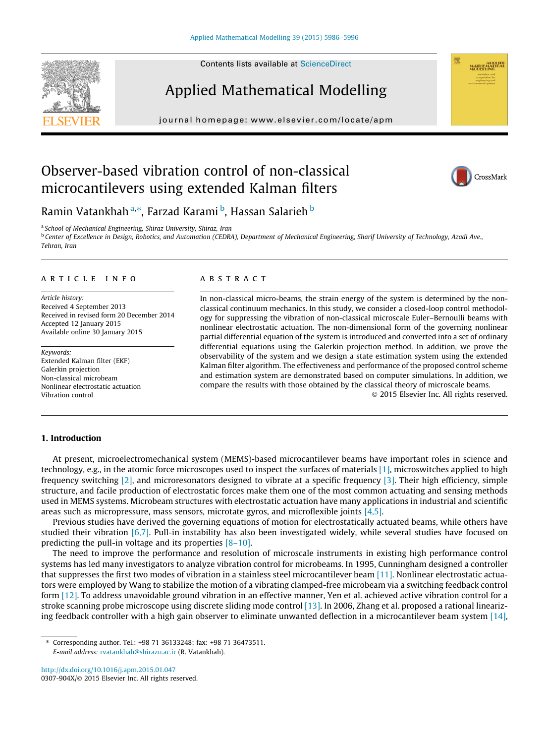# Observer-based vibration control of non-classical microcantilevers using extended Kalman filters

Ramin Vatankhah [a,*], Farzad Karami [b], Hassan Salarieh [b]

[a] School of Mechanical Engineering, Shiraz University, Shiraz, Iran

[b] Center of Excellence in Design, Robotics, and Automation (CEDRA), Department of Mechanical Engineering, Sharif University of Technology, Azadi Ave., Tehran, Iran

## ARTICLE INFO

*Article history:*
Received 4 September 2013
Received in revised form 20 December 2014
Accepted 12 January 2015
Available online 30 January 2015

*Keywords:*
Extended Kalman filter (EKF)
Galerkin projection
Non-classical microbeam
Nonlinear electrostatic actuation
Vibration control

## ABSTRACT

In non-classical micro-beams, the strain energy of the system is determined by the non-classical continuum mechanics. In this study, we consider a closed-loop control methodology for suppressing the vibration of non-classical microscale Euler–Bernoulli beams with nonlinear electrostatic actuation. The non-dimensional form of the governing nonlinear partial differential equation of the system is introduced and converted into a set of ordinary differential equations using the Galerkin projection method. In addition, we prove the observability of the system and we design a state estimation system using the extended Kalman filter algorithm. The effectiveness and performance of the proposed control scheme and estimation system are demonstrated based on computer simulations. In addition, we compare the results with those obtained by the classical theory of microscale beams.

© 2015 Elsevier Inc. All rights reserved.

## 1. Introduction

At present, microelectromechanical system (MEMS)-based microcantilever beams have important roles in science and technology, e.g., in the atomic force microscopes used to inspect the surfaces of materials [1], microswitches applied to high frequency switching [2], and microresonators designed to vibrate at a specific frequency [3]. Their high efficiency, simple structure, and facile production of electrostatic forces make them one of the most common actuating and sensing methods used in MEMS systems. Microbeam structures with electrostatic actuation have many applications in industrial and scientific areas such as micropressure, mass sensors, microtate gyros, and microflexible joints [4,5].

Previous studies have derived the governing equations of motion for electrostatically actuated beams, while others have studied their vibration [6,7]. Pull-in instability has also been investigated widely, while several studies have focused on predicting the pull-in voltage and its properties [8–10].

The need to improve the performance and resolution of microscale instruments in existing high performance control systems has led many investigators to analyze vibration control for microbeams. In 1995, Cunningham designed a controller that suppresses the first two modes of vibration in a stainless steel microcantilever beam [11]. Nonlinear electrostatic actuators were employed by Wang to stabilize the motion of a vibrating clamped-free microbeam via a switching feedback control form [12]. To address unavoidable ground vibration in an effective manner, Yen et al. achieved active vibration control for a stroke scanning probe microscope using discrete sliding mode control [13]. In 2006, Zhang et al. proposed a rational linearizing feedback controller with a high gain observer to eliminate unwanted deflection in a microcantilever beam system [14],

* Corresponding author. Tel.: +98 71 36133248; fax: +98 71 36473511.
*E-mail address:* rvatankhah@shirazu.ac.ir (R. Vatankhah).

http://dx.doi.org/10.1016/j.apm.2015.01.047
0307-904X/© 2015 Elsevier Inc. All rights reserved.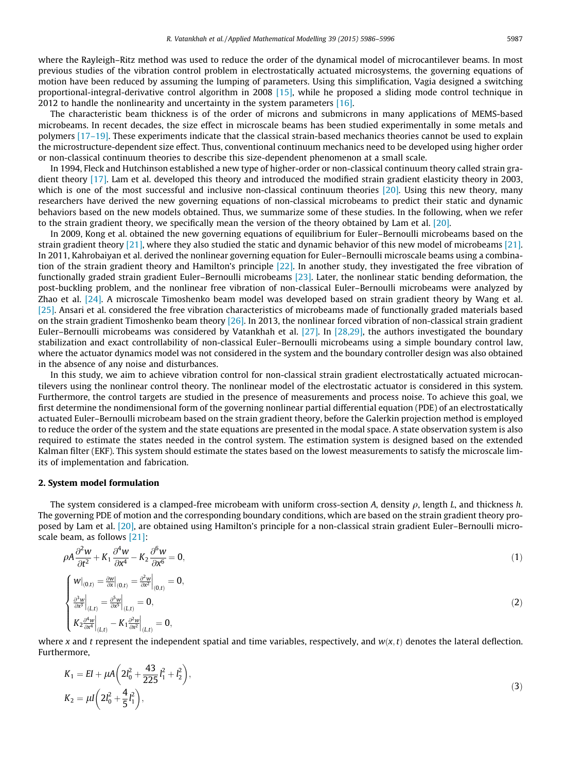where the Rayleigh–Ritz method was used to reduce the order of the dynamical model of microcantilever beams. In most previous studies of the vibration control problem in electrostatically actuated microsystems, the governing equations of motion have been reduced by assuming the lumping of parameters. Using this simplification, Vagia designed a switching proportional-integral-derivative control algorithm in 2008 [15], while he proposed a sliding mode control technique in 2012 to handle the nonlinearity and uncertainty in the system parameters [16].

The characteristic beam thickness is of the order of microns and submicrons in many applications of MEMS-based microbeams. In recent decades, the size effect in microscale beams has been studied experimentally in some metals and polymers [17–19]. These experiments indicate that the classical strain-based mechanics theories cannot be used to explain the microstructure-dependent size effect. Thus, conventional continuum mechanics need to be developed using higher order or non-classical continuum theories to describe this size-dependent phenomenon at a small scale.

In 1994, Fleck and Hutchinson established a new type of higher-order or non-classical continuum theory called strain gradient theory [17]. Lam et al. developed this theory and introduced the modified strain gradient elasticity theory in 2003, which is one of the most successful and inclusive non-classical continuum theories [20]. Using this new theory, many researchers have derived the new governing equations of non-classical microbeams to predict their static and dynamic behaviors based on the new models obtained. Thus, we summarize some of these studies. In the following, when we refer to the strain gradient theory, we specifically mean the version of the theory obtained by Lam et al. [20].

In 2009, Kong et al. obtained the new governing equations of equilibrium for Euler–Bernoulli microbeams based on the strain gradient theory [21], where they also studied the static and dynamic behavior of this new model of microbeams [21]. In 2011, Kahrobaiyan et al. derived the nonlinear governing equation for Euler–Bernoulli microscale beams using a combination of the strain gradient theory and Hamilton's principle [22]. In another study, they investigated the free vibration of functionally graded strain gradient Euler–Bernoulli microbeams [23]. Later, the nonlinear static bending deformation, the post-buckling problem, and the nonlinear free vibration of non-classical Euler–Bernoulli microbeams were analyzed by Zhao et al. [24]. A microscale Timoshenko beam model was developed based on strain gradient theory by Wang et al. [25]. Ansari et al. considered the free vibration characteristics of microbeams made of functionally graded materials based on the strain gradient Timoshenko beam theory [26]. In 2013, the nonlinear forced vibration of non-classical strain gradient Euler–Bernoulli microbeams was considered by Vatankhah et al. [27]. In [28,29], the authors investigated the boundary stabilization and exact controllability of non-classical Euler–Bernoulli microbeams using a simple boundary control law, where the actuator dynamics model was not considered in the system and the boundary controller design was also obtained in the absence of any noise and disturbances.

In this study, we aim to achieve vibration control for non-classical strain gradient electrostatically actuated microcantilevers using the nonlinear control theory. The nonlinear model of the electrostatic actuator is considered in this system. Furthermore, the control targets are studied in the presence of measurements and process noise. To achieve this goal, we first determine the nondimensional form of the governing nonlinear partial differential equation (PDE) of an electrostatically actuated Euler–Bernoulli microbeam based on the strain gradient theory, before the Galerkin projection method is employed to reduce the order of the system and the state equations are presented in the modal space. A state observation system is also required to estimate the states needed in the control system. The estimation system is designed based on the extended Kalman filter (EKF). This system should estimate the states based on the lowest measurements to satisfy the microscale limits of implementation and fabrication.

## 2. System model formulation

The system considered is a clamped-free microbeam with uniform cross-section $A$, density $\rho$, length $L$, and thickness $h$. The governing PDE of motion and the corresponding boundary conditions, which are based on the strain gradient theory proposed by Lam et al. [20], are obtained using Hamilton's principle for a non-classical strain gradient Euler–Bernoulli microscale beam, as follows [21]:

$$\rho A \frac{\partial^2 w}{\partial t^2} + K_1 \frac{\partial^4 w}{\partial x^4} - K_2 \frac{\partial^6 w}{\partial x^6} = 0, \tag{1}$$

$$\begin{cases} w|_{(0,t)} = \frac{\partial w}{\partial x}\Big|_{(0,t)} = \frac{\partial^2 w}{\partial x^2}\Big|_{(0,t)} = 0, \\ \frac{\partial^3 w}{\partial x^3}\Big|_{(L,t)} = \frac{\partial^5 w}{\partial x^5}\Big|_{(L,t)} = 0, \\ K_2 \frac{\partial^4 w}{\partial x^4}\Big|_{(L,t)} - K_1 \frac{\partial^2 w}{\partial x^2}\Big|_{(L,t)} = 0, \end{cases} \tag{2}$$

where $x$ and $t$ represent the independent spatial and time variables, respectively, and $w(x,t)$ denotes the lateral deflection. Furthermore,

$$\begin{aligned} K_1 &= EI + \mu A\left(2l_0^2 + \frac{43}{225} l_1^2 + l_2^2\right), \\ K_2 &= \mu I\left(2l_0^2 + \frac{4}{5} l_1^2\right), \end{aligned} \tag{3}$$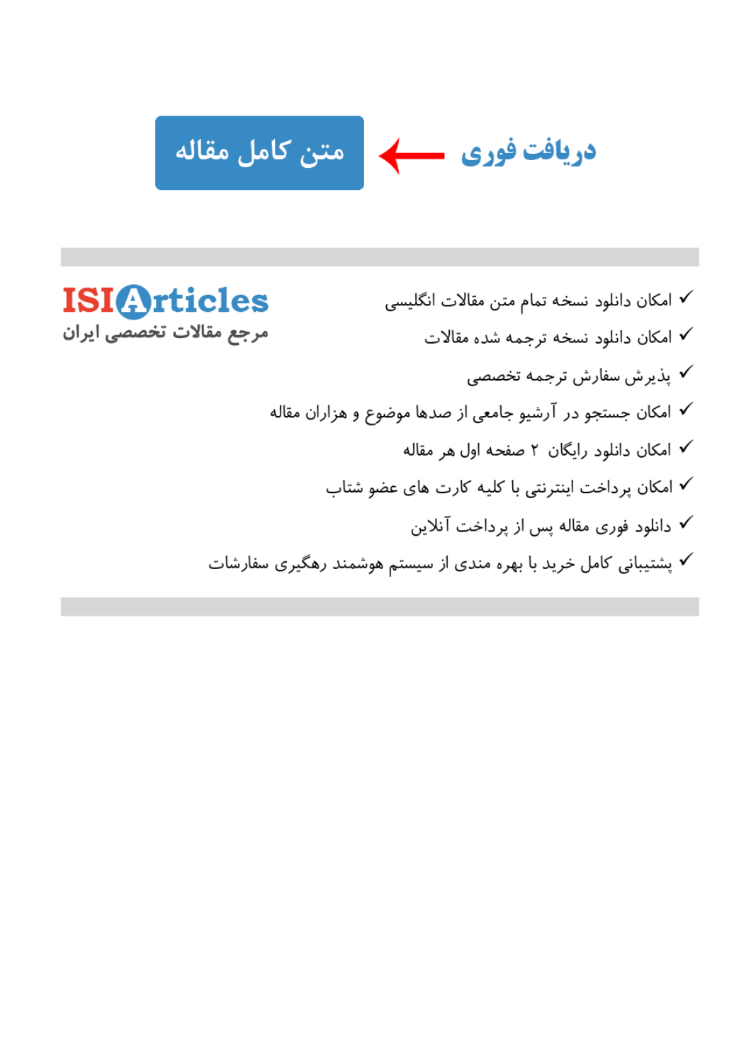دریافت فوری ← متن کامل مقاله

**ISIArticles**
مرجع مقالات تخصصی ایران

- ✓ امکان دانلود نسخه تمام متن مقالات انگلیسی
- ✓ امکان دانلود نسخه ترجمه شده مقالات
- ✓ پذیرش سفارش ترجمه تخصصی
- ✓ امکان جستجو در آرشیو جامعی از صدها موضوع و هزاران مقاله
- ✓ امکان دانلود رایگان ۲ صفحه اول هر مقاله
- ✓ امکان پرداخت اینترنتی با کلیه کارت های عضو شتاب
- ✓ دانلود فوری مقاله پس از پرداخت آنلاین
- ✓ پشتیبانی کامل خرید با بهره مندی از سیستم هوشمند رهگیری سفارشات